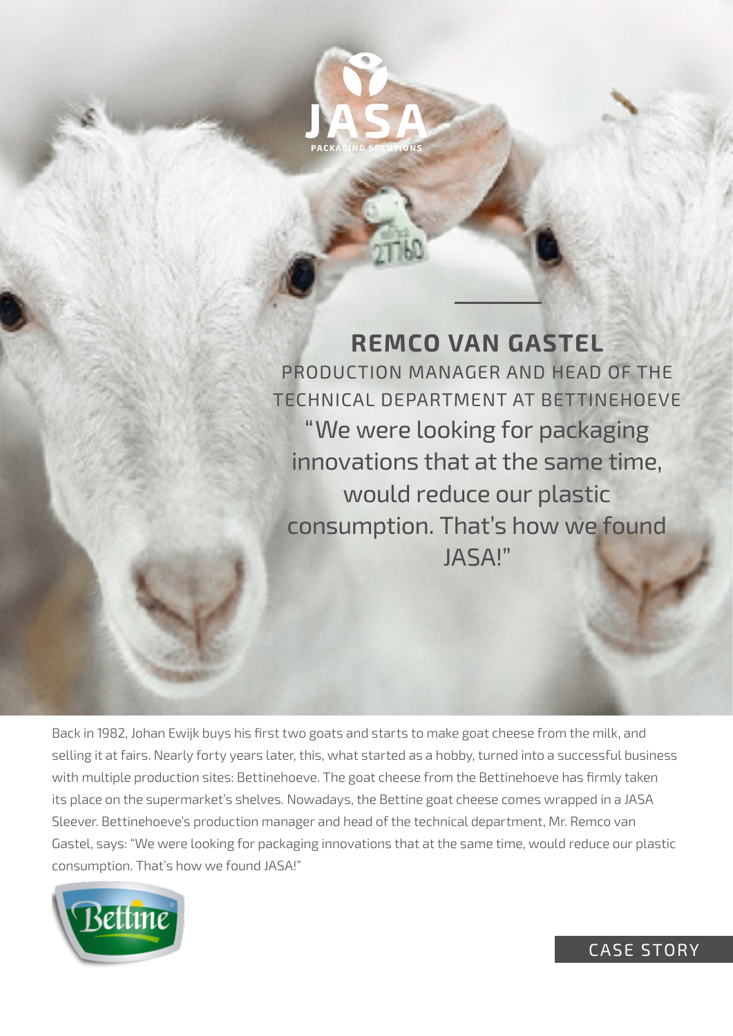JASA PACKAGING SOLUTIONS

## REMCO VAN GASTEL

PRODUCTION MANAGER AND HEAD OF THE TECHNICAL DEPARTMENT AT BETTINEHOEVE

"We were looking for packaging innovations that at the same time, would reduce our plastic consumption. That's how we found JASA!"

Back in 1982, Johan Ewijk buys his first two goats and starts to make goat cheese from the milk, and selling it at fairs. Nearly forty years later, this, what started as a hobby, turned into a successful business with multiple production sites: Bettinehoeve. The goat cheese from the Bettinehoeve has firmly taken its place on the supermarket's shelves. Nowadays, the Bettine goat cheese comes wrapped in a JASA Sleever. Bettinehoeve's production manager and head of the technical department, Mr. Remco van Gastel, says: "We were looking for packaging innovations that at the same time, would reduce our plastic consumption. That's how we found JASA!"

Bettine

CASE STORY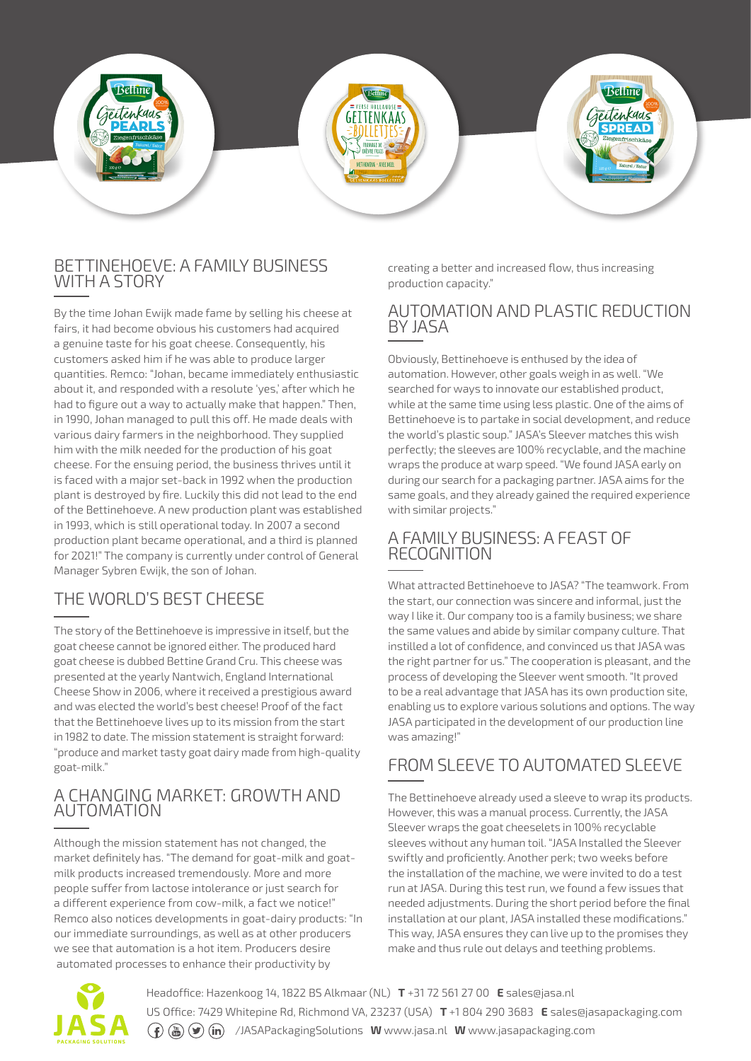## BETTINEHOEVE: A FAMILY BUSINESS WITH A STORY

By the time Johan Ewijk made fame by selling his cheese at fairs, it had become obvious his customers had acquired a genuine taste for his goat cheese. Consequently, his customers asked him if he was able to produce larger quantities. Remco: "Johan, became immediately enthusiastic about it, and responded with a resolute 'yes,' after which he had to figure out a way to actually make that happen." Then, in 1990, Johan managed to pull this off. He made deals with various dairy farmers in the neighborhood. They supplied him with the milk needed for the production of his goat cheese. For the ensuing period, the business thrives until it is faced with a major set-back in 1992 when the production plant is destroyed by fire. Luckily this did not lead to the end of the Bettinehoeve. A new production plant was established in 1993, which is still operational today. In 2007 a second production plant became operational, and a third is planned for 2021!" The company is currently under control of General Manager Sybren Ewijk, the son of Johan.

## THE WORLD'S BEST CHEESE

The story of the Bettinehoeve is impressive in itself, but the goat cheese cannot be ignored either. The produced hard goat cheese is dubbed Bettine Grand Cru. This cheese was presented at the yearly Nantwich, England International Cheese Show in 2006, where it received a prestigious award and was elected the world's best cheese! Proof of the fact that the Bettinehoeve lives up to its mission from the start in 1982 to date. The mission statement is straight forward: "produce and market tasty goat dairy made from high-quality goat-milk."

## A CHANGING MARKET: GROWTH AND AUTOMATION

Although the mission statement has not changed, the market definitely has. "The demand for goat-milk and goat-milk products increased tremendously. More and more people suffer from lactose intolerance or just search for a different experience from cow-milk, a fact we notice!" Remco also notices developments in goat-dairy products: "In our immediate surroundings, as well as at other producers we see that automation is a hot item. Producers desire automated processes to enhance their productivity by creating a better and increased flow, thus increasing production capacity."

## AUTOMATION AND PLASTIC REDUCTION BY JASA

Obviously, Bettinehoeve is enthused by the idea of automation. However, other goals weigh in as well. "We searched for ways to innovate our established product, while at the same time using less plastic. One of the aims of Bettinehoeve is to partake in social development, and reduce the world's plastic soup." JASA's Sleever matches this wish perfectly; the sleeves are 100% recyclable, and the machine wraps the produce at warp speed. "We found JASA early on during our search for a packaging partner. JASA aims for the same goals, and they already gained the required experience with similar projects."

## A FAMILY BUSINESS: A FEAST OF RECOGNITION

What attracted Bettinehoeve to JASA? "The teamwork. From the start, our connection was sincere and informal, just the way I like it. Our company too is a family business; we share the same values and abide by similar company culture. That instilled a lot of confidence, and convinced us that JASA was the right partner for us." The cooperation is pleasant, and the process of developing the Sleever went smooth. "It proved to be a real advantage that JASA has its own production site, enabling us to explore various solutions and options. The way JASA participated in the development of our production line was amazing!"

## FROM SLEEVE TO AUTOMATED SLEEVE

The Bettinehoeve already used a sleeve to wrap its products. However, this was a manual process. Currently, the JASA Sleever wraps the goat cheeselets in 100% recyclable sleeves without any human toil. "JASA Installed the Sleever swiftly and proficiently. Another perk; two weeks before the installation of the machine, we were invited to do a test run at JASA. During this test run, we found a few issues that needed adjustments. During the short period before the final installation at our plant, JASA installed these modifications." This way, JASA ensures they can live up to the promises they make and thus rule out delays and teething problems.

Headoffice: Hazenkoog 14, 1822 BS Alkmaar (NL) **T** +31 72 561 27 00 **E** sales@jasa.nl
US Office: 7429 Whitepine Rd, Richmond VA, 23237 (USA) **T** +1 804 290 3683 **E** sales@jasapackaging.com
/JASAPackagingSolutions **W** www.jasa.nl **W** www.jasapackaging.com